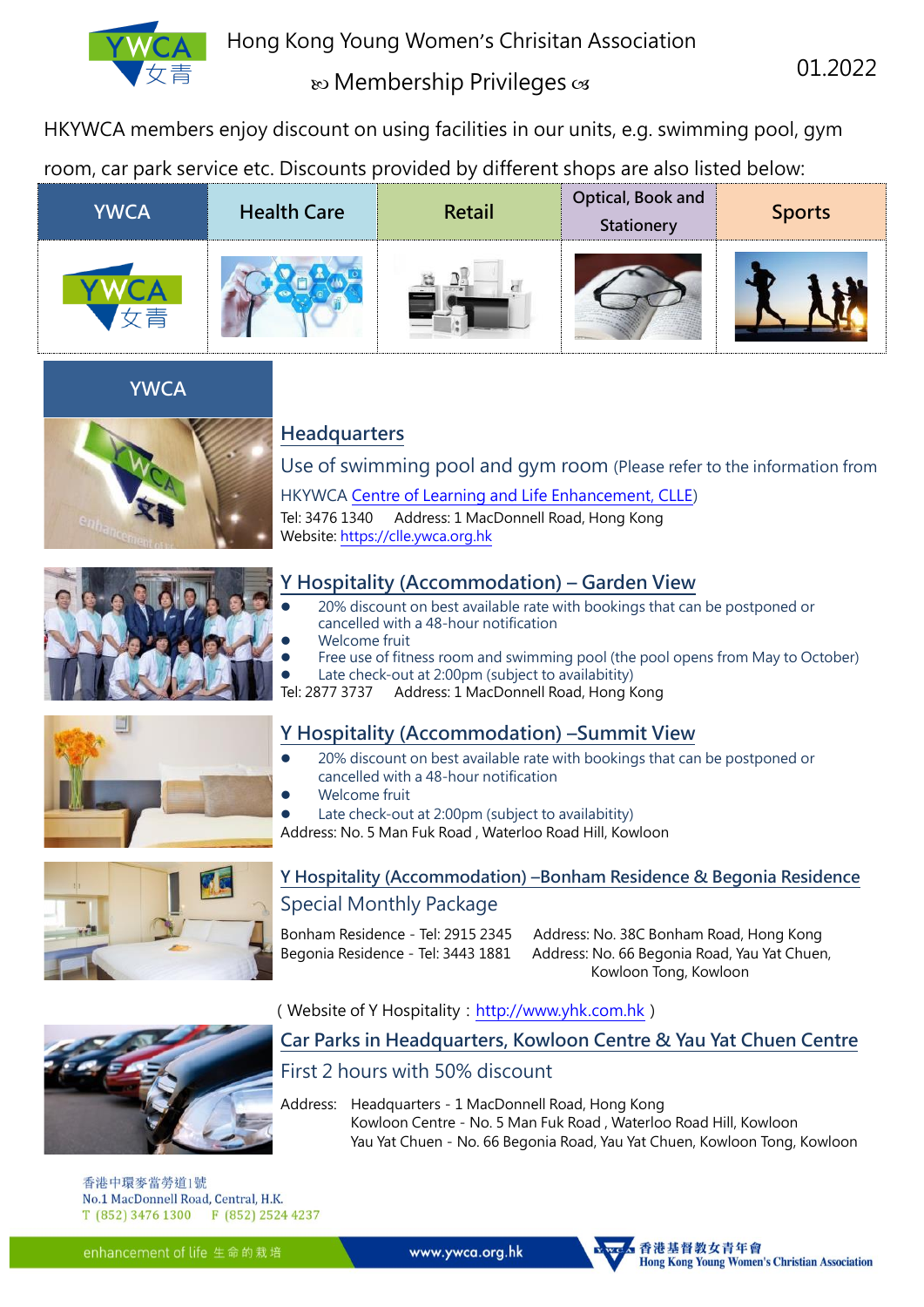# Hong Kong Young Women's Chrisitan Association

## ꕤ Membership Privileges ꕤ

01.2022

HKYWCA members enjoy discount on using facilities in our units, e.g. swimming pool, gym room, car park service etc. Discounts provided by different shops are also listed below:

| YWCA | Health Care | Retail | Optical, Book and Stationery | Sports |
|---|---|---|---|---|

## YWCA

### Headquarters

Use of swimming pool and gym room (Please refer to the information from HKYWCA Centre of Learning and Life Enhancement, CLLE)

Tel: 3476 1340 Address: 1 MacDonnell Road, Hong Kong

Website: https://clle.ywca.org.hk

### Y Hospitality (Accommodation) – Garden View

- 20% discount on best available rate with bookings that can be postponed or cancelled with a 48-hour notification
- Welcome fruit
- Free use of fitness room and swimming pool (the pool opens from May to October)
- Late check-out at 2:00pm (subject to availabitity)

Tel: 2877 3737 Address: 1 MacDonnell Road, Hong Kong

### Y Hospitality (Accommodation) –Summit View

- 20% discount on best available rate with bookings that can be postponed or cancelled with a 48-hour notification
- Welcome fruit
- Late check-out at 2:00pm (subject to availabitity)

Address: No. 5 Man Fuk Road , Waterloo Road Hill, Kowloon

### Y Hospitality (Accommodation) –Bonham Residence & Begonia Residence

Special Monthly Package

Bonham Residence - Tel: 2915 2345 Address: No. 38C Bonham Road, Hong Kong

Begonia Residence - Tel: 3443 1881 Address: No. 66 Begonia Road, Yau Yat Chuen, Kowloon Tong, Kowloon

( Website of Y Hospitality：http://www.yhk.com.hk )

### Car Parks in Headquarters, Kowloon Centre & Yau Yat Chuen Centre

First 2 hours with 50% discount

Address: Headquarters - 1 MacDonnell Road, Hong Kong
Kowloon Centre - No. 5 Man Fuk Road , Waterloo Road Hill, Kowloon
Yau Yat Chuen - No. 66 Begonia Road, Yau Yat Chuen, Kowloon Tong, Kowloon

香港中環麥當勞道1號
No.1 MacDonnell Road, Central, H.K.
T (852) 3476 1300 F (852) 2524 4237

enhancement of life 生命的栽培 www.ywca.org.hk 香港基督教女青年會 Hong Kong Young Women's Christian Association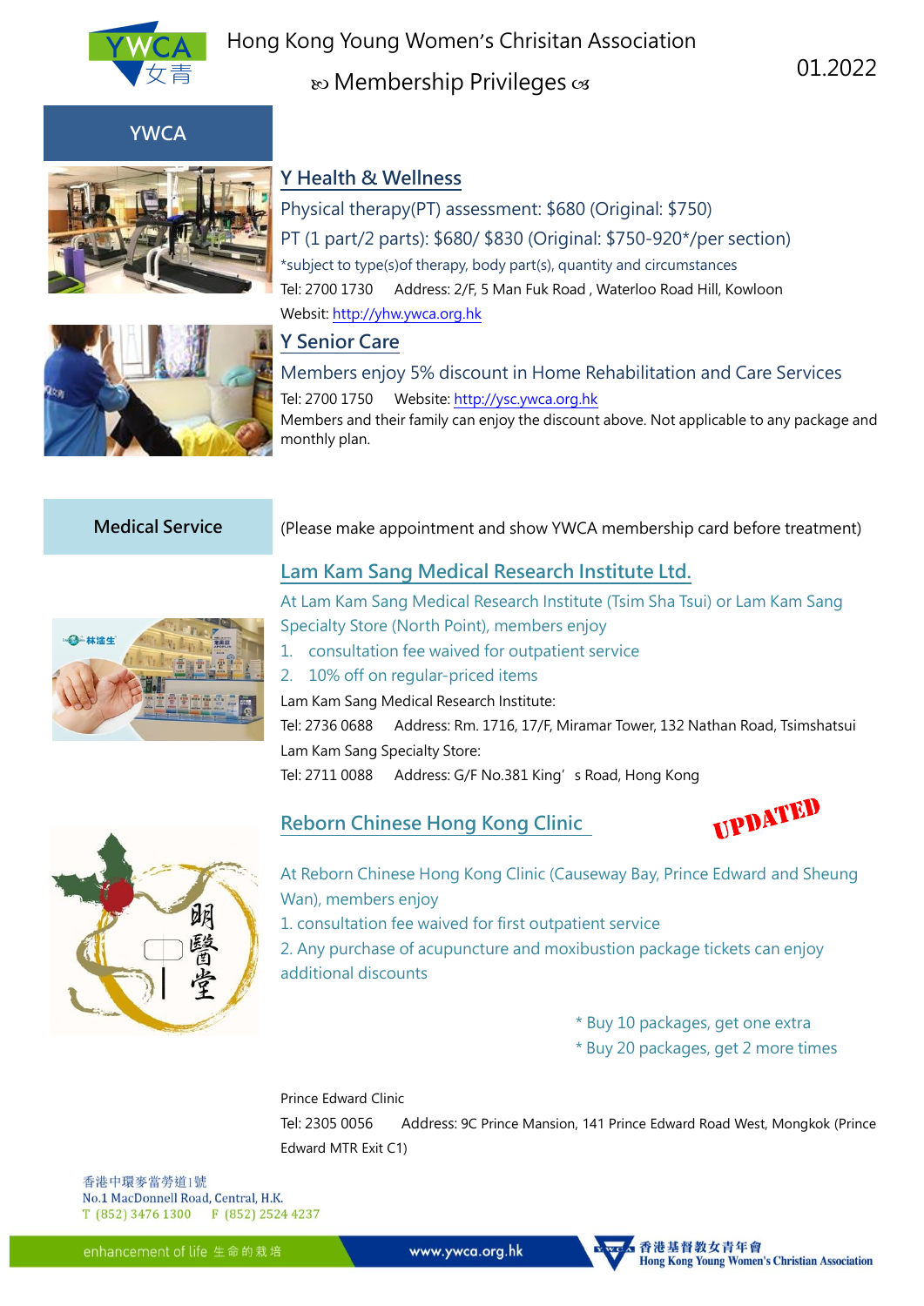Hong Kong Young Women's Chrisitan Association

ꕥ Membership Privileges ꕥ

01.2022

## YWCA

### Y Health & Wellness

Physical therapy(PT) assessment: $680 (Original: $750)

PT (1 part/2 parts): $680/ $830 (Original: $750-920*/per section)

*subject to type(s)of therapy, body part(s), quantity and circumstances

Tel: 2700 1730 Address: 2/F, 5 Man Fuk Road , Waterloo Road Hill, Kowloon

Websit: http://yhw.ywca.org.hk

### Y Senior Care

Members enjoy 5% discount in Home Rehabilitation and Care Services

Tel: 2700 1750 Website: http://ysc.ywca.org.hk

Members and their family can enjoy the discount above. Not applicable to any package and monthly plan.

## Medical Service

(Please make appointment and show YWCA membership card before treatment)

### Lam Kam Sang Medical Research Institute Ltd.

At Lam Kam Sang Medical Research Institute (Tsim Sha Tsui) or Lam Kam Sang Specialty Store (North Point), members enjoy

1. consultation fee waived for outpatient service
2. 10% off on regular-priced items

Lam Kam Sang Medical Research Institute:

Tel: 2736 0688 Address: Rm. 1716, 17/F, Miramar Tower, 132 Nathan Road, Tsimshatsui

Lam Kam Sang Specialty Store:

Tel: 2711 0088 Address: G/F No.381 King's Road, Hong Kong

### Reborn Chinese Hong Kong Clinic

UPDATED

At Reborn Chinese Hong Kong Clinic (Causeway Bay, Prince Edward and Sheung Wan), members enjoy

1. consultation fee waived for first outpatient service
2. Any purchase of acupuncture and moxibustion package tickets can enjoy additional discounts

* Buy 10 packages, get one extra
* Buy 20 packages, get 2 more times

Prince Edward Clinic

Tel: 2305 0056 Address: 9C Prince Mansion, 141 Prince Edward Road West, Mongkok (Prince Edward MTR Exit C1)

香港中環麥當勞道1號
No.1 MacDonnell Road, Central, H.K.
T (852) 3476 1300 F (852) 2524 4237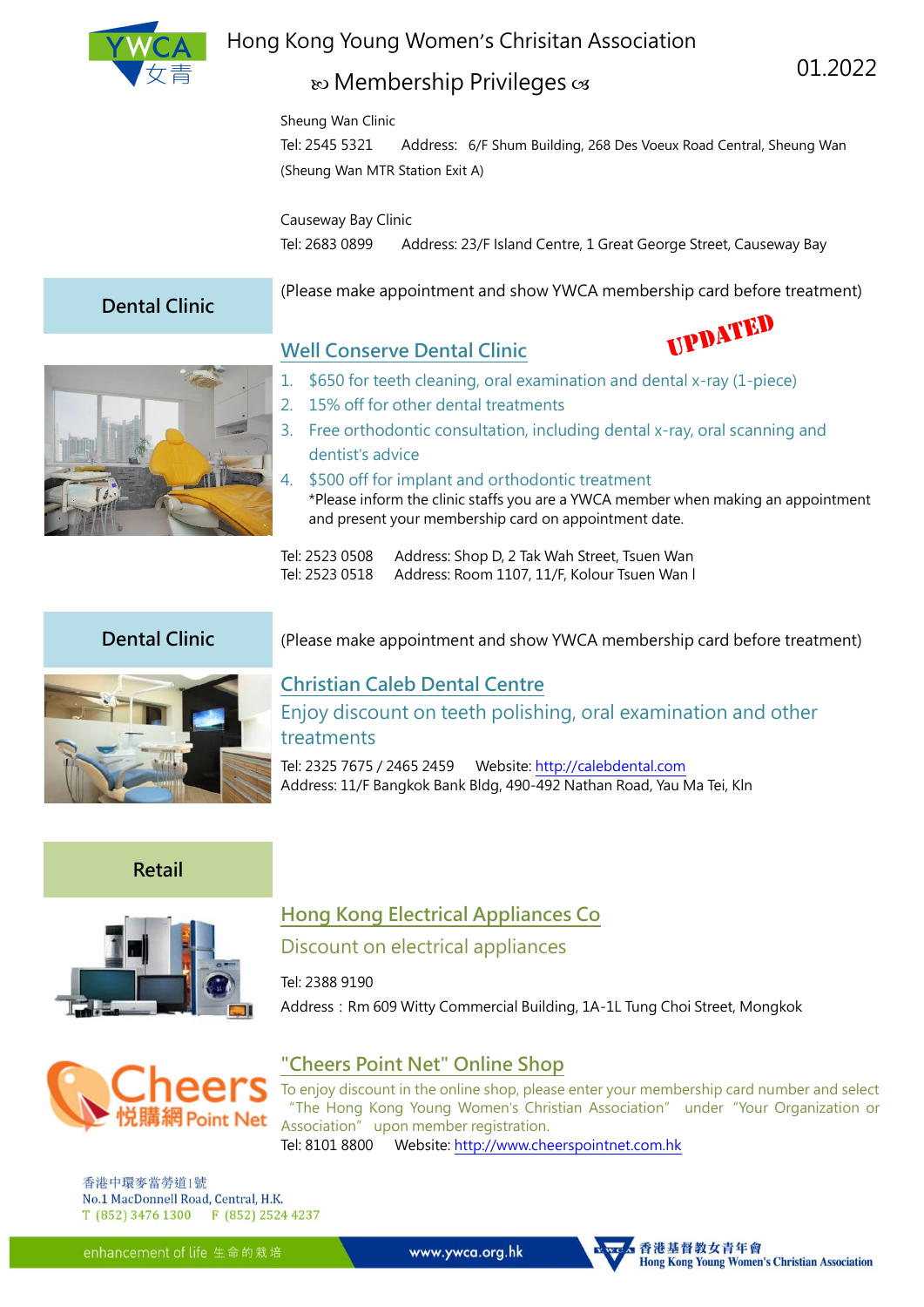Sheung Wan Clinic

Tel: 2545 5321  Address: 6/F Shum Building, 268 Des Voeux Road Central, Sheung Wan (Sheung Wan MTR Station Exit A)

Causeway Bay Clinic

Tel: 2683 0899  Address: 23/F Island Centre, 1 Great George Street, Causeway Bay

## Dental Clinic

(Please make appointment and show YWCA membership card before treatment)

### Well Conserve Dental Clinic

UPDATED

1. $650 for teeth cleaning, oral examination and dental x-ray (1-piece)
2. 15% off for other dental treatments
3. Free orthodontic consultation, including dental x-ray, oral scanning and dentist's advice
4. $500 off for implant and orthodontic treatment
   *Please inform the clinic staffs you are a YWCA member when making an appointment and present your membership card on appointment date.

Tel: 2523 0508  Address: Shop D, 2 Tak Wah Street, Tsuen Wan
Tel: 2523 0518  Address: Room 1107, 11/F, Kolour Tsuen Wan I

## Dental Clinic

(Please make appointment and show YWCA membership card before treatment)

### Christian Caleb Dental Centre

Enjoy discount on teeth polishing, oral examination and other treatments

Tel: 2325 7675 / 2465 2459  Website: http://calebdental.com
Address: 11/F Bangkok Bank Bldg, 490-492 Nathan Road, Yau Ma Tei, Kln

## Retail

### Hong Kong Electrical Appliances Co

Discount on electrical appliances

Tel: 2388 9190

Address：Rm 609 Witty Commercial Building, 1A-1L Tung Choi Street, Mongkok

### "Cheers Point Net" Online Shop

To enjoy discount in the online shop, please enter your membership card number and select "The Hong Kong Young Women's Christian Association" under "Your Organization or Association" upon member registration.

Tel: 8101 8800  Website: http://www.cheerspointnet.com.hk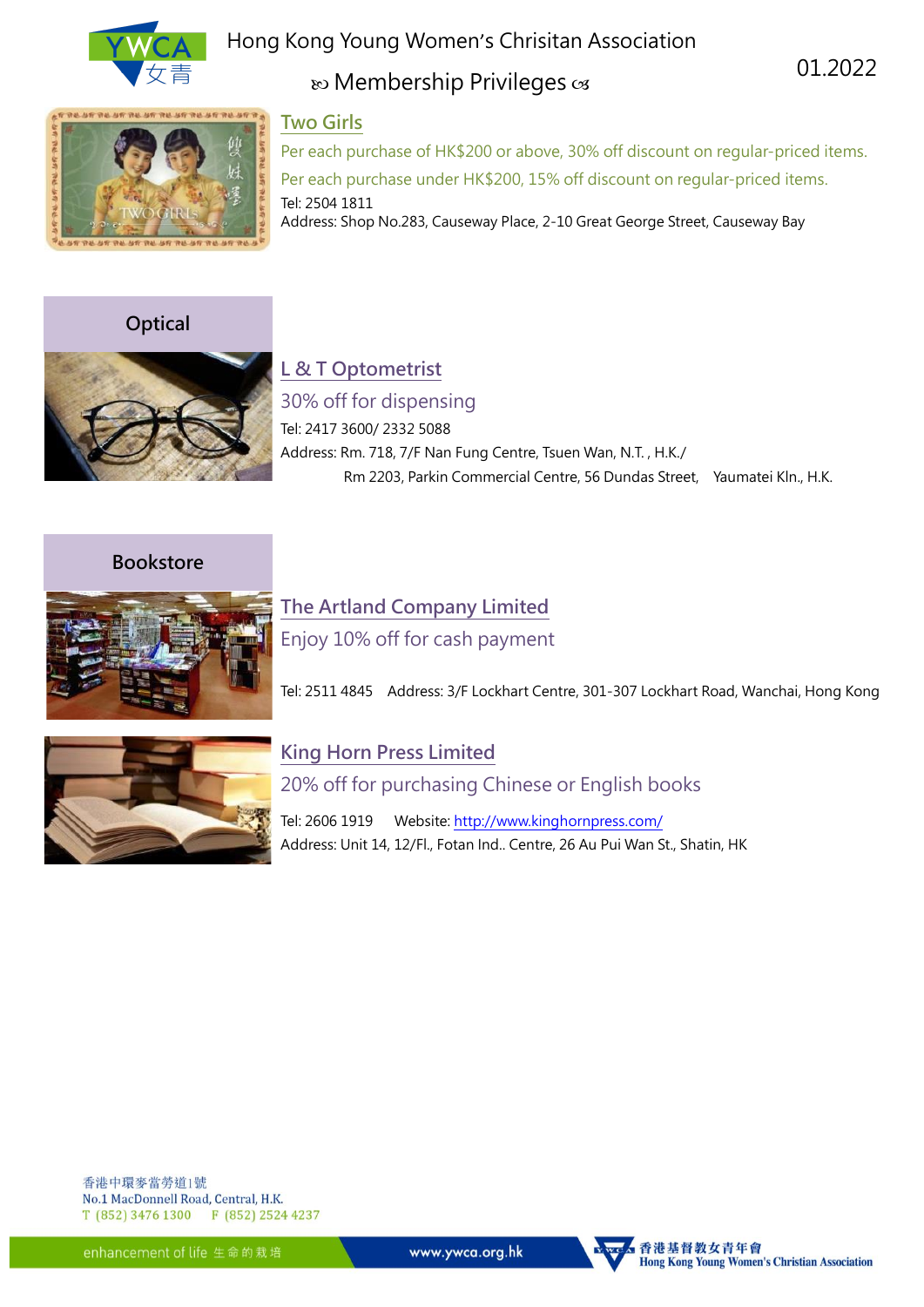## Two Girls

Per each purchase of HK$200 or above, 30% off discount on regular-priced items.

Per each purchase under HK$200, 15% off discount on regular-priced items.

Tel: 2504 1811

Address: Shop No.283, Causeway Place, 2-10 Great George Street, Causeway Bay

# Optical

## L & T Optometrist

30% off for dispensing

Tel: 2417 3600/ 2332 5088

Address: Rm. 718, 7/F Nan Fung Centre, Tsuen Wan, N.T. , H.K./
Rm 2203, Parkin Commercial Centre, 56 Dundas Street, Yaumatei Kln., H.K.

# Bookstore

## The Artland Company Limited

Enjoy 10% off for cash payment

Tel: 2511 4845 Address: 3/F Lockhart Centre, 301-307 Lockhart Road, Wanchai, Hong Kong

## King Horn Press Limited

20% off for purchasing Chinese or English books

Tel: 2606 1919 Website: http://www.kinghornpress.com/

Address: Unit 14, 12/Fl., Fotan Ind.. Centre, 26 Au Pui Wan St., Shatin, HK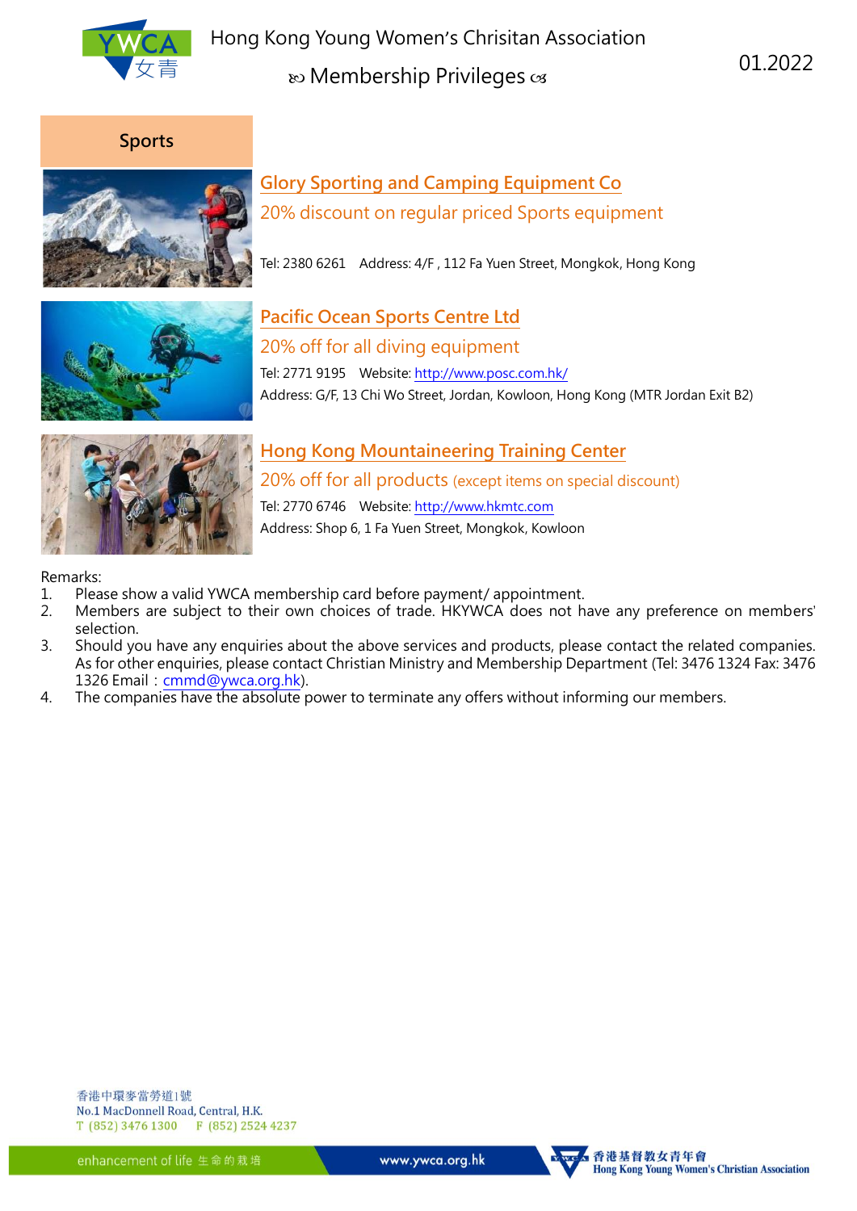Hong Kong Young Women's Chrisitan Association

## Membership Privileges

01.2022

### Sports

#### Glory Sporting and Camping Equipment Co

20% discount on regular priced Sports equipment

Tel: 2380 6261    Address: 4/F , 112 Fa Yuen Street, Mongkok, Hong Kong

#### Pacific Ocean Sports Centre Ltd

20% off for all diving equipment

Tel: 2771 9195    Website: http://www.posc.com.hk/

Address: G/F, 13 Chi Wo Street, Jordan, Kowloon, Hong Kong (MTR Jordan Exit B2)

#### Hong Kong Mountaineering Training Center

20% off for all products (except items on special discount)

Tel: 2770 6746    Website: http://www.hkmtc.com

Address: Shop 6, 1 Fa Yuen Street, Mongkok, Kowloon

Remarks:

1. Please show a valid YWCA membership card before payment/ appointment.
2. Members are subject to their own choices of trade. HKYWCA does not have any preference on members' selection.
3. Should you have any enquiries about the above services and products, please contact the related companies. As for other enquiries, please contact Christian Ministry and Membership Department (Tel: 3476 1324 Fax: 3476 1326 Email：cmmd@ywca.org.hk).
4. The companies have the absolute power to terminate any offers without informing our members.

香港中環麥當勞道1號
No.1 MacDonnell Road, Central, H.K.
T (852) 3476 1300    F (852) 2524 4237

enhancement of life 生命的栽培    www.ywca.org.hk    香港基督教女青年會 Hong Kong Young Women's Christian Association